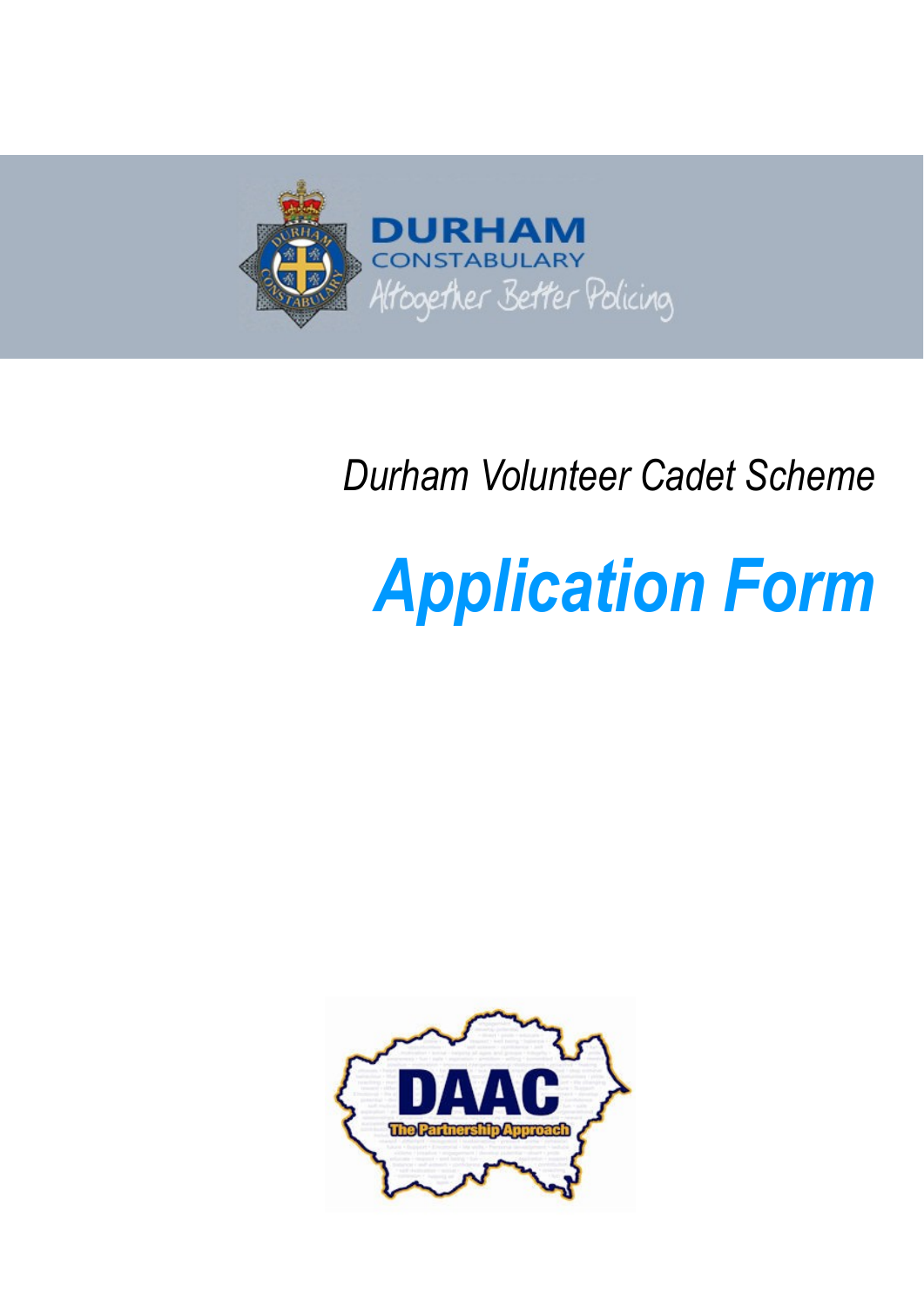DURHAM
CONSTABULARY
Altogether Better Policing

*Durham Volunteer Cadet Scheme*

# *Application Form*

DAAC
The Partnership Approach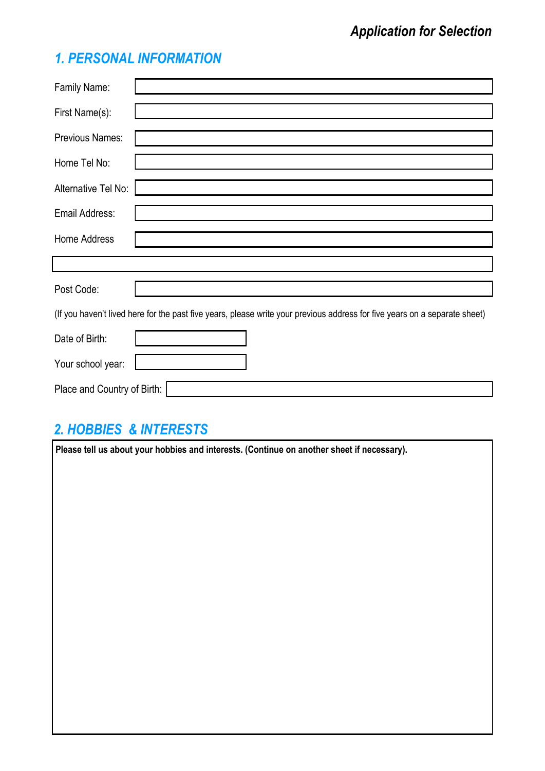*Application for Selection*

## *1. PERSONAL INFORMATION*

Family Name:

First Name(s):

Previous Names:

Home Tel No:

Alternative Tel No:

Email Address:

Home Address

Post Code:

(If you haven't lived here for the past five years, please write your previous address for five years on a separate sheet)

Date of Birth:

Your school year:

Place and Country of Birth:

## *2. HOBBIES & INTERESTS*

**Please tell us about your hobbies and interests. (Continue on another sheet if necessary).**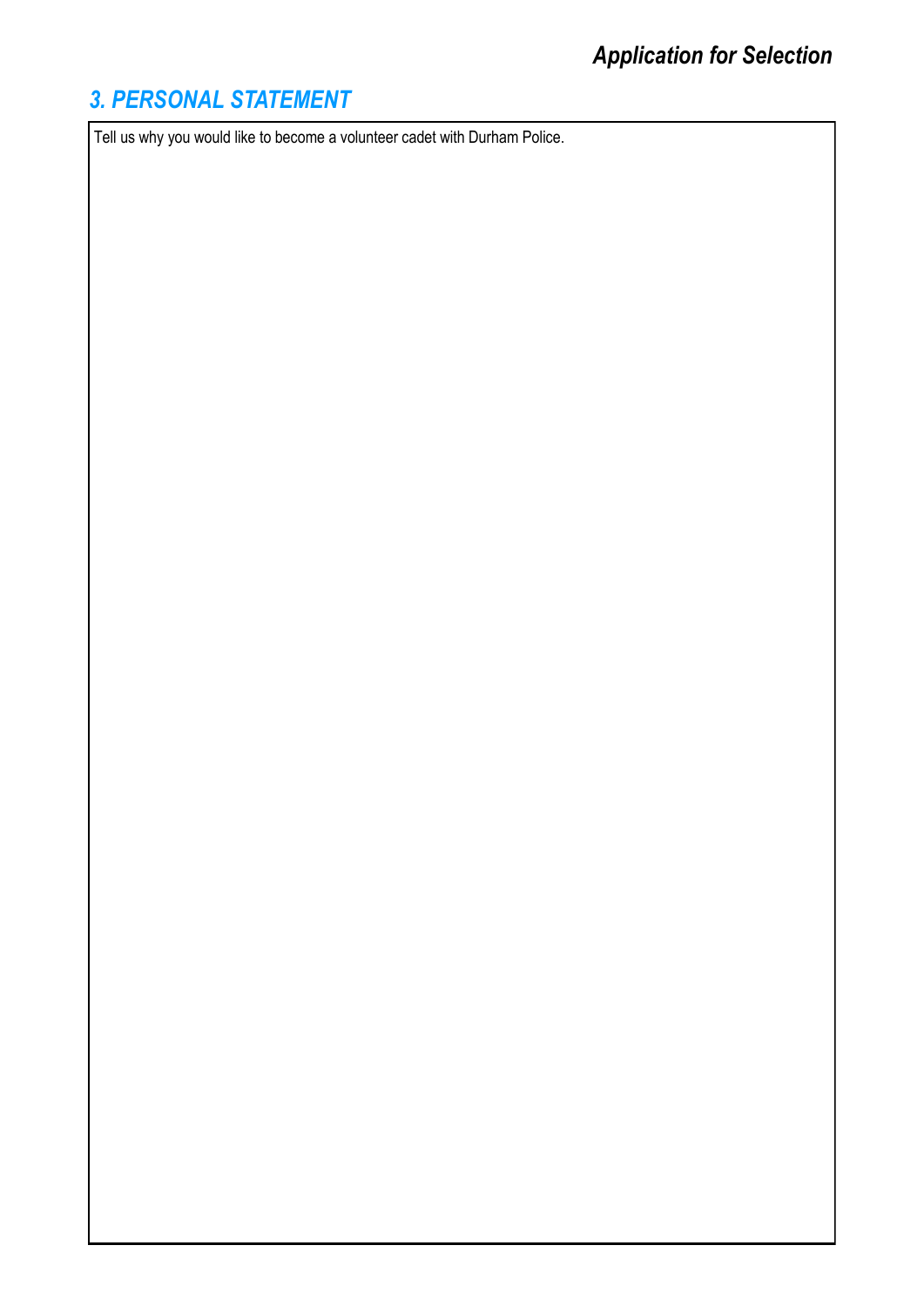## 3. PERSONAL STATEMENT

Tell us why you would like to become a volunteer cadet with Durham Police.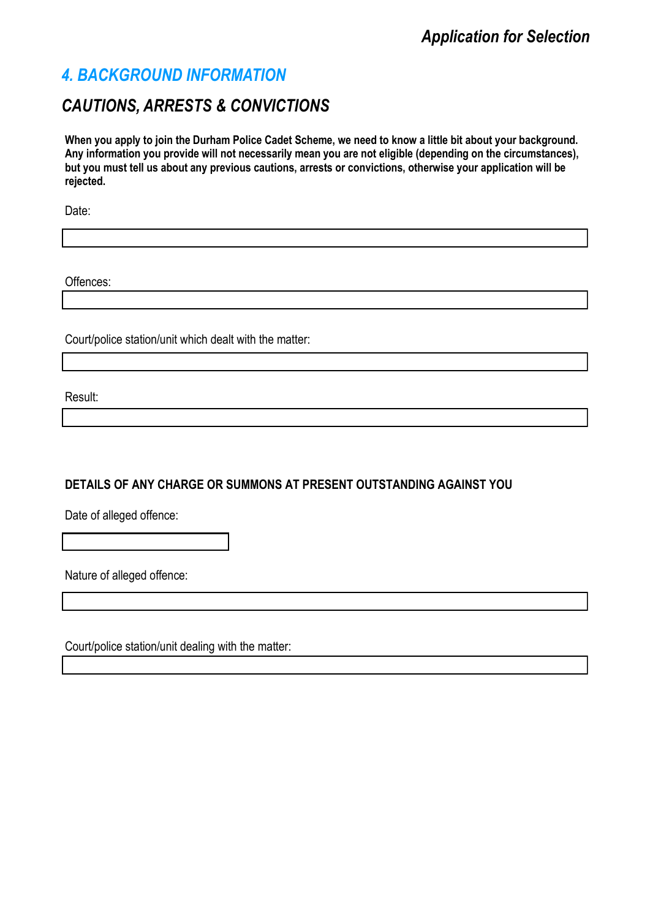## 4. BACKGROUND INFORMATION

## CAUTIONS, ARRESTS & CONVICTIONS

**When you apply to join the Durham Police Cadet Scheme, we need to know a little bit about your background. Any information you provide will not necessarily mean you are not eligible (depending on the circumstances), but you must tell us about any previous cautions, arrests or convictions, otherwise your application will be rejected.**

Date:

Offences:

Court/police station/unit which dealt with the matter:

Result:

**DETAILS OF ANY CHARGE OR SUMMONS AT PRESENT OUTSTANDING AGAINST YOU**

Date of alleged offence:

Nature of alleged offence:

Court/police station/unit dealing with the matter: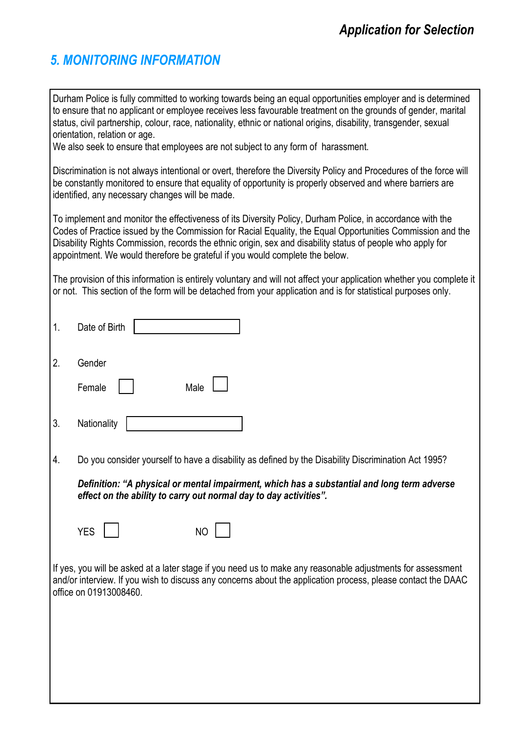## 5. MONITORING INFORMATION

Durham Police is fully committed to working towards being an equal opportunities employer and is determined to ensure that no applicant or employee receives less favourable treatment on the grounds of gender, marital status, civil partnership, colour, race, nationality, ethnic or national origins, disability, transgender, sexual orientation, relation or age.
We also seek to ensure that employees are not subject to any form of harassment.

Discrimination is not always intentional or overt, therefore the Diversity Policy and Procedures of the force will be constantly monitored to ensure that equality of opportunity is properly observed and where barriers are identified, any necessary changes will be made.

To implement and monitor the effectiveness of its Diversity Policy, Durham Police, in accordance with the Codes of Practice issued by the Commission for Racial Equality, the Equal Opportunities Commission and the Disability Rights Commission, records the ethnic origin, sex and disability status of people who apply for appointment. We would therefore be grateful if you would complete the below.

The provision of this information is entirely voluntary and will not affect your application whether you complete it or not. This section of the form will be detached from your application and is for statistical purposes only.

1. Date of Birth ☐

2. Gender

   Female ☐ Male ☐

3. Nationality ☐

4. Do you consider yourself to have a disability as defined by the Disability Discrimination Act 1995?

   ***Definition: "A physical or mental impairment, which has a substantial and long term adverse effect on the ability to carry out normal day to day activities".***

   YES ☐ NO ☐

If yes, you will be asked at a later stage if you need us to make any reasonable adjustments for assessment and/or interview. If you wish to discuss any concerns about the application process, please contact the DAAC office on 01913008460.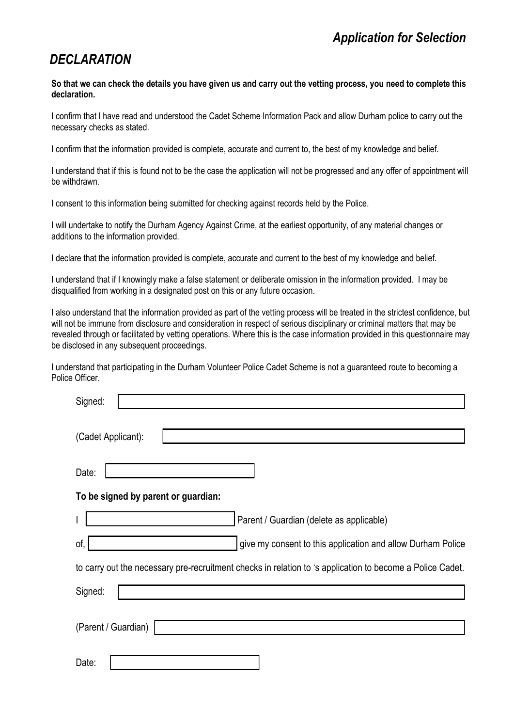## Application for Selection

## DECLARATION

**So that we can check the details you have given us and carry out the vetting process, you need to complete this declaration.**

I confirm that I have read and understood the Cadet Scheme Information Pack and allow Durham police to carry out the necessary checks as stated.

I confirm that the information provided is complete, accurate and current to, the best of my knowledge and belief.

I understand that if this is found not to be the case the application will not be progressed and any offer of appointment will be withdrawn.

I consent to this information being submitted for checking against records held by the Police.

I will undertake to notify the Durham Agency Against Crime, at the earliest opportunity, of any material changes or additions to the information provided.

I declare that the information provided is complete, accurate and current to the best of my knowledge and belief.

I understand that if I knowingly make a false statement or deliberate omission in the information provided. I may be disqualified from working in a designated post on this or any future occasion.

I also understand that the information provided as part of the vetting process will be treated in the strictest confidence, but will not be immune from disclosure and consideration in respect of serious disciplinary or criminal matters that may be revealed through or facilitated by vetting operations. Where this is the case information provided in this questionnaire may be disclosed in any subsequent proceedings.

I understand that participating in the Durham Volunteer Police Cadet Scheme is not a guaranteed route to becoming a Police Officer.

Signed: ____________________

(Cadet Applicant): ____________________

Date: ____________________

**To be signed by parent or guardian:**

I ____________________ Parent / Guardian (delete as applicable)

of, ____________________ give my consent to this application and allow Durham Police

to carry out the necessary pre-recruitment checks in relation to 's application to become a Police Cadet.

Signed: ____________________

(Parent / Guardian) ____________________

Date: ____________________